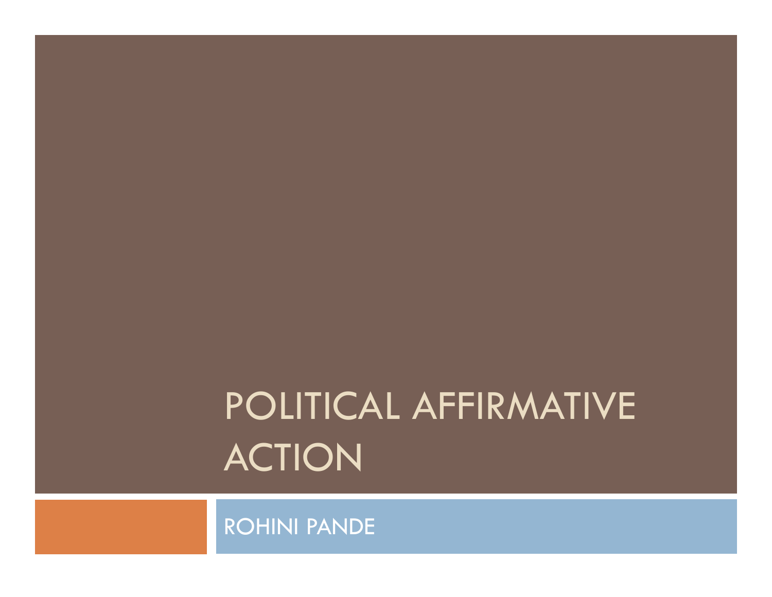# POLITICAL AFFIRMATIVE ACTION

ROHINI PANDE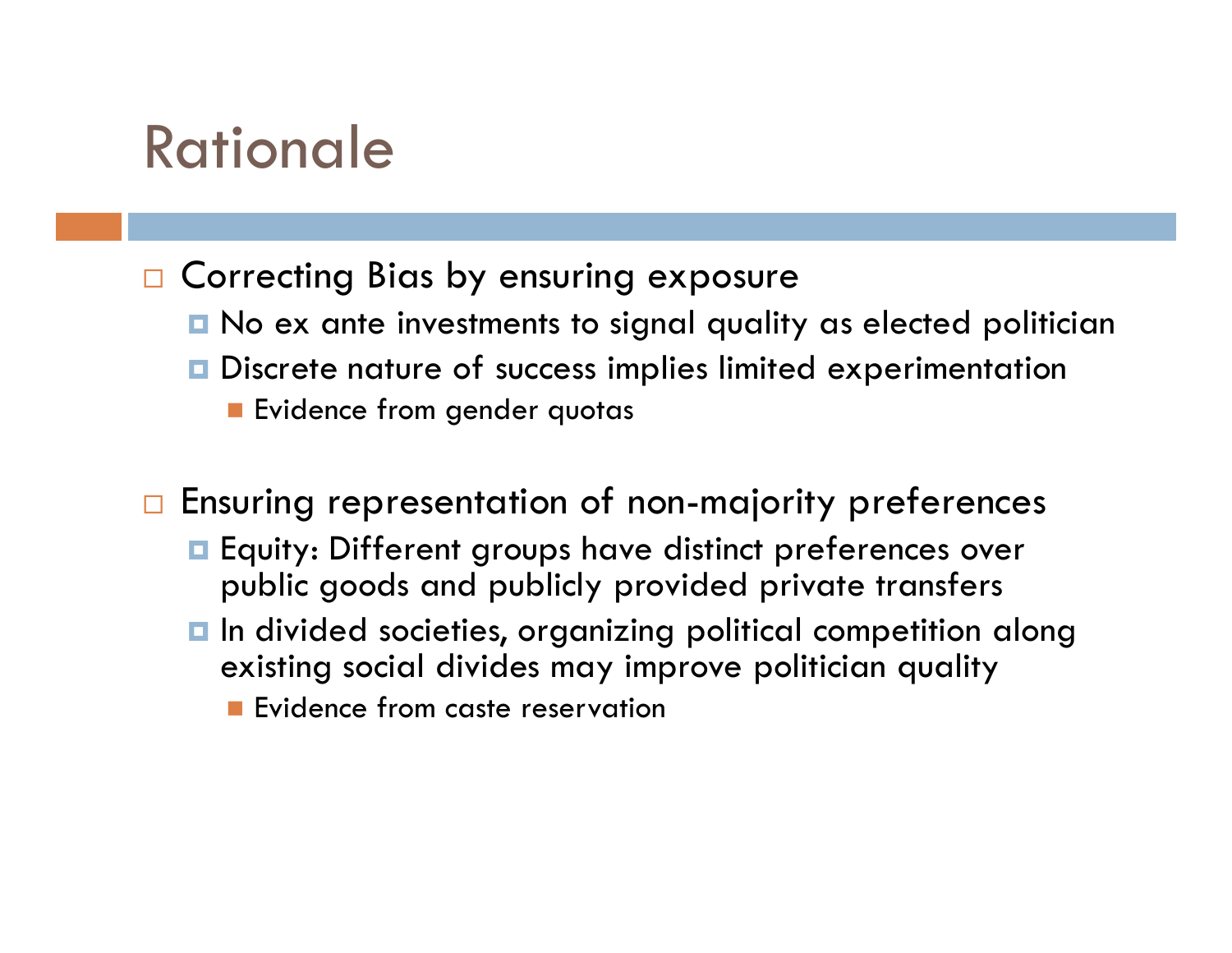# Rationale

- Correcting Bias by ensuring exposure
  - No ex ante investments to signal quality as elected politician
  - Discrete nature of success implies limited experimentation
    - Evidence from gender quotas

- Ensuring representation of non-majority preferences
  - Equity: Different groups have distinct preferences over public goods and publicly provided private transfers
  - In divided societies, organizing political competition along existing social divides may improve politician quality
    - Evidence from caste reservation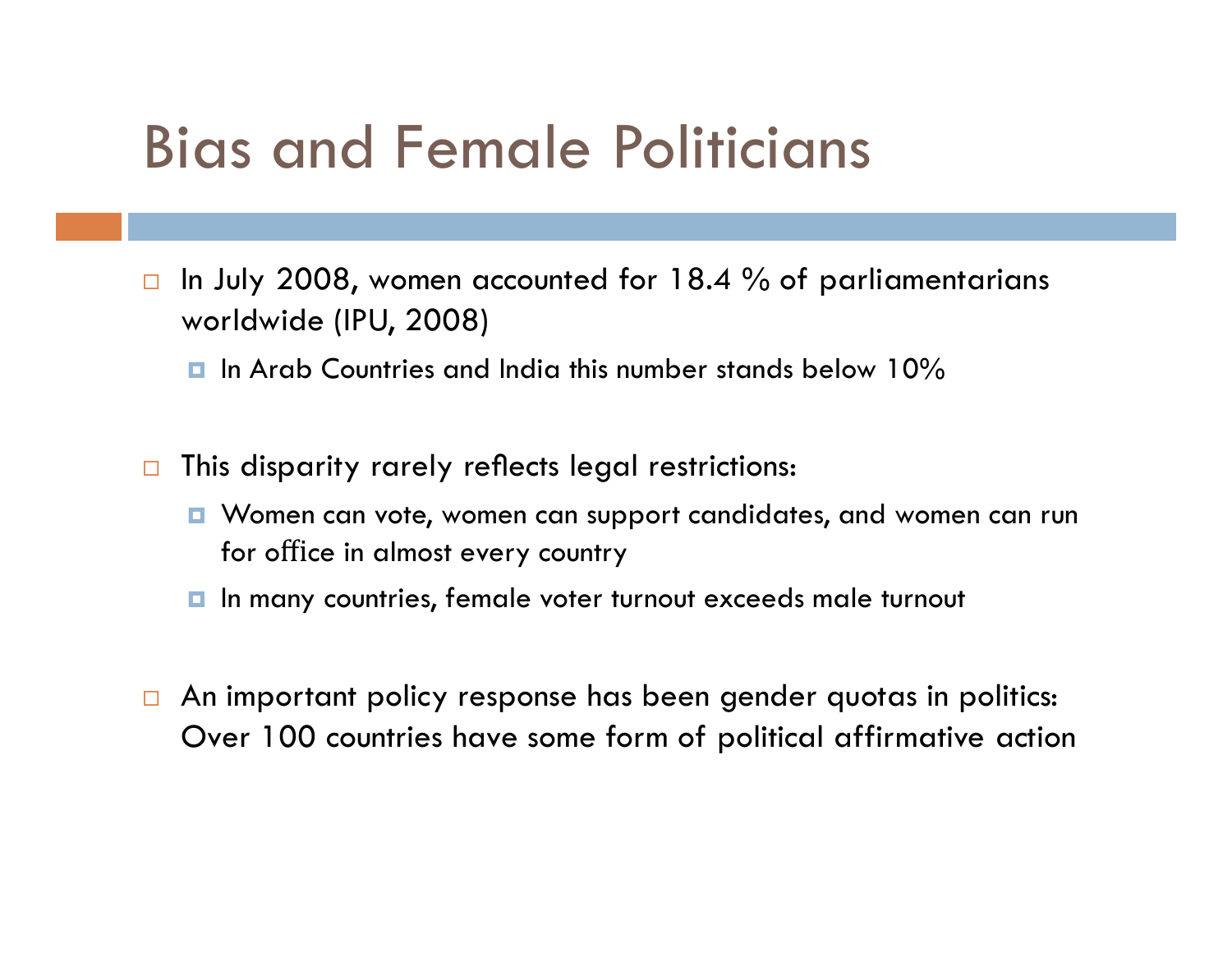# Bias and Female Politicians

- In July 2008, women accounted for 18.4 % of parliamentarians worldwide (IPU, 2008)
  - In Arab Countries and India this number stands below 10%

- This disparity rarely reflects legal restrictions:
  - Women can vote, women can support candidates, and women can run for office in almost every country
  - In many countries, female voter turnout exceeds male turnout

- An important policy response has been gender quotas in politics: Over 100 countries have some form of political affirmative action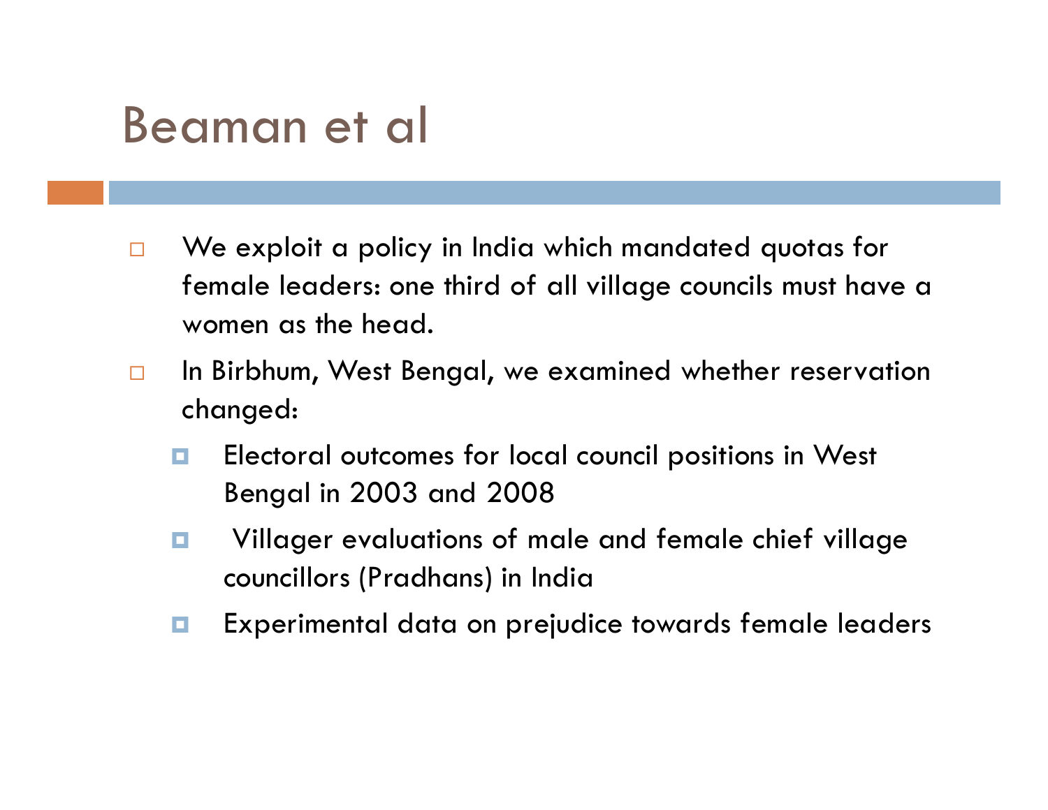# Beaman et al

- We exploit a policy in India which mandated quotas for female leaders: one third of all village councils must have a women as the head.
- In Birbhum, West Bengal, we examined whether reservation changed:
  - Electoral outcomes for local council positions in West Bengal in 2003 and 2008
  - Villager evaluations of male and female chief village councillors (Pradhans) in India
  - Experimental data on prejudice towards female leaders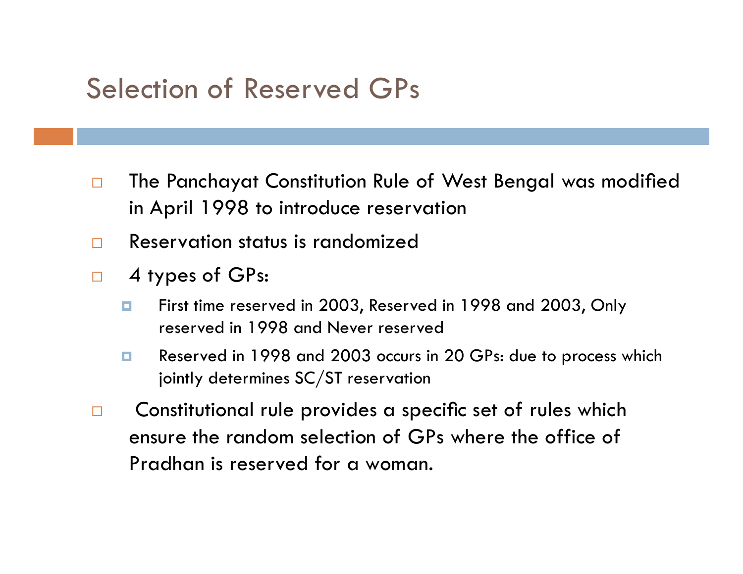# Selection of Reserved GPs

- The Panchayat Constitution Rule of West Bengal was modified in April 1998 to introduce reservation
- Reservation status is randomized
- 4 types of GPs:
  - First time reserved in 2003, Reserved in 1998 and 2003, Only reserved in 1998 and Never reserved
  - Reserved in 1998 and 2003 occurs in 20 GPs: due to process which jointly determines SC/ST reservation
- Constitutional rule provides a specific set of rules which ensure the random selection of GPs where the office of Pradhan is reserved for a woman.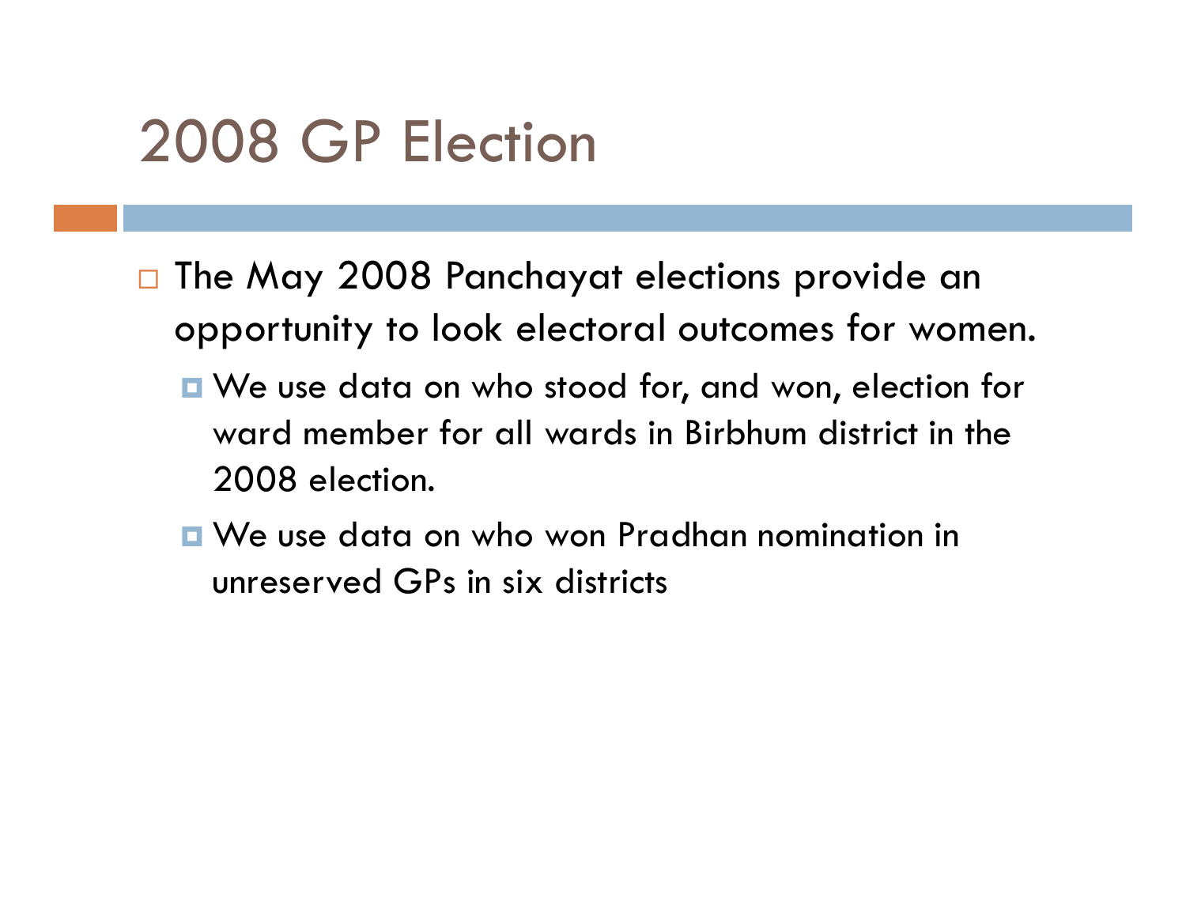# 2008 GP Election

- The May 2008 Panchayat elections provide an opportunity to look electoral outcomes for women.
  - We use data on who stood for, and won, election for ward member for all wards in Birbhum district in the 2008 election.
  - We use data on who won Pradhan nomination in unreserved GPs in six districts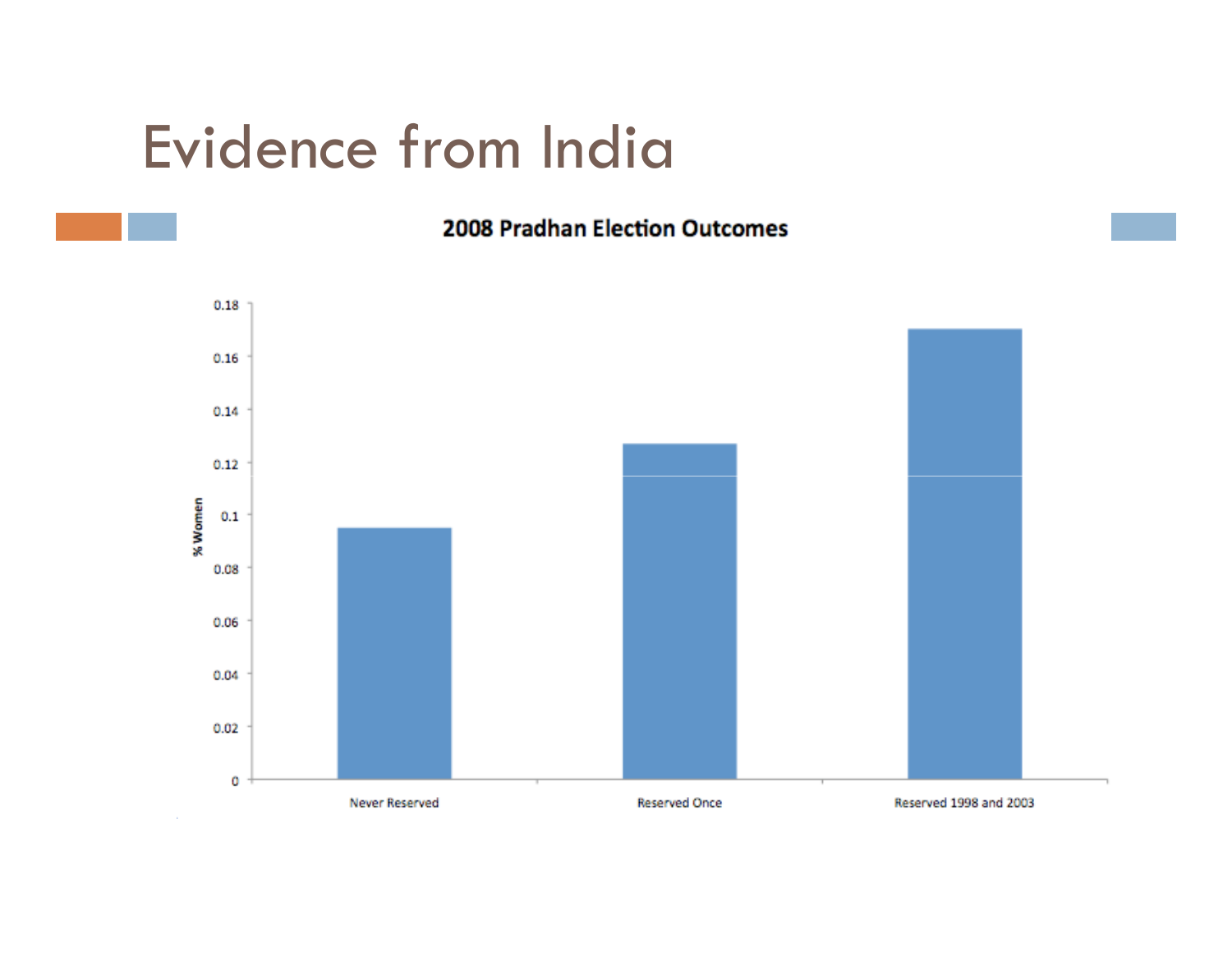# Evidence from India

2008 Pradhan Election Outcomes

% Women

0.18

0.16

0.14

0.12

0.1

0.08

0.06

0.04

0.02

0

Never Reserved

Reserved Once

Reserved 1998 and 2003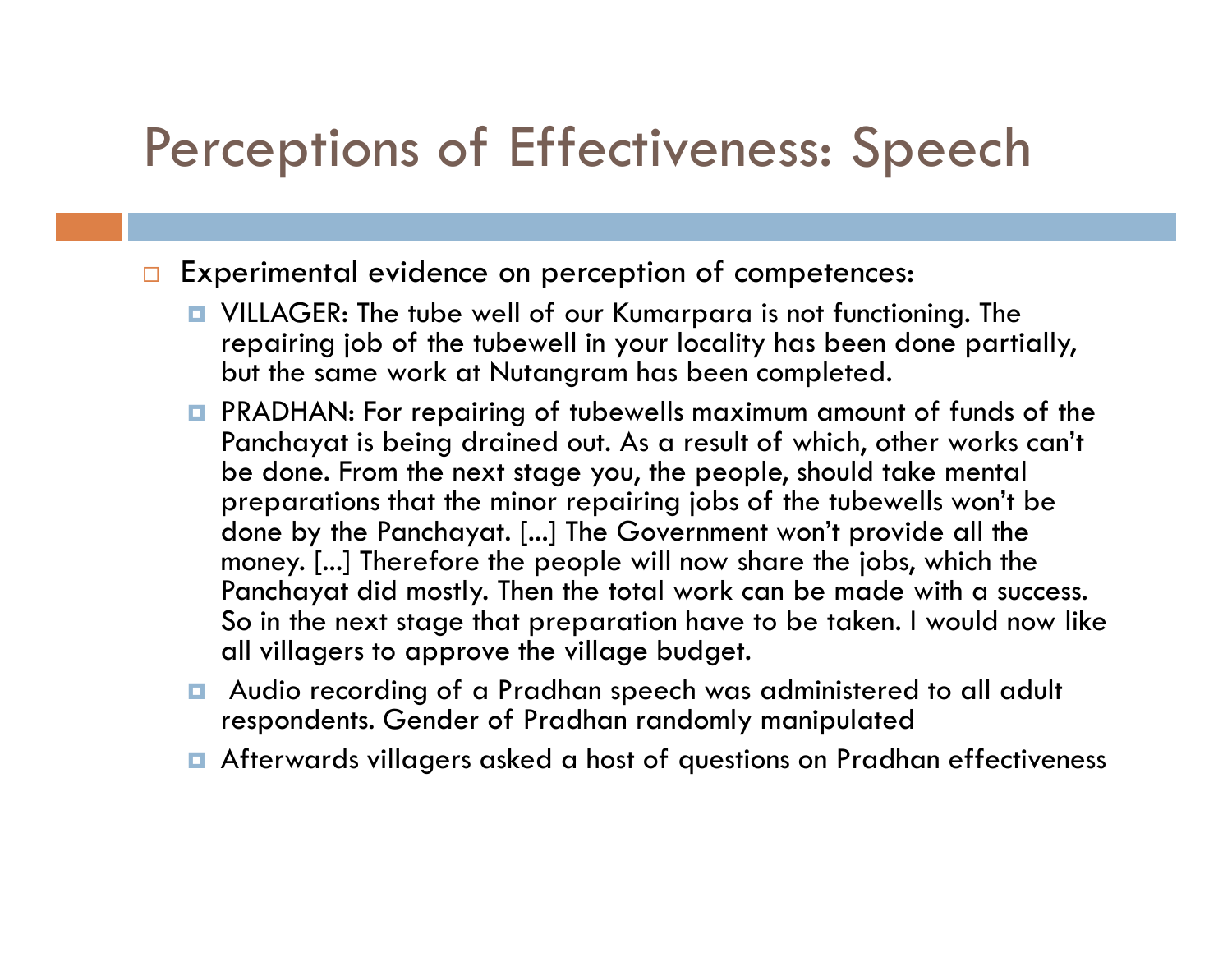# Perceptions of Effectiveness: Speech

- Experimental evidence on perception of competences:
  - VILLAGER: The tube well of our Kumarpara is not functioning. The repairing job of the tubewell in your locality has been done partially, but the same work at Nutangram has been completed.
  - PRADHAN: For repairing of tubewells maximum amount of funds of the Panchayat is being drained out. As a result of which, other works can't be done. From the next stage you, the people, should take mental preparations that the minor repairing jobs of the tubewells won't be done by the Panchayat. [...] The Government won't provide all the money. [...] Therefore the people will now share the jobs, which the Panchayat did mostly. Then the total work can be made with a success. So in the next stage that preparation have to be taken. I would now like all villagers to approve the village budget.
  - Audio recording of a Pradhan speech was administered to all adult respondents. Gender of Pradhan randomly manipulated
  - Afterwards villagers asked a host of questions on Pradhan effectiveness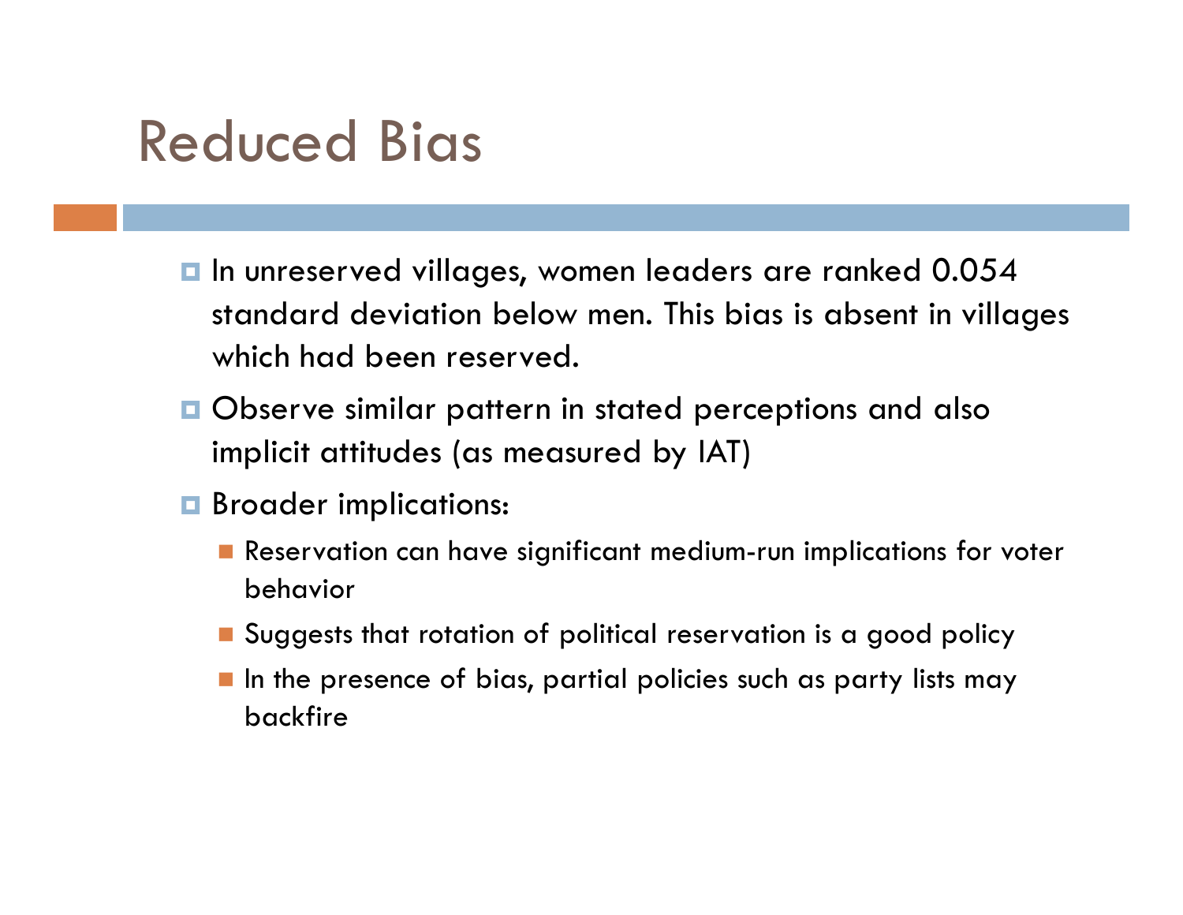# Reduced Bias

- In unreserved villages, women leaders are ranked 0.054 standard deviation below men. This bias is absent in villages which had been reserved.
- Observe similar pattern in stated perceptions and also implicit attitudes (as measured by IAT)
- Broader implications:
  - Reservation can have significant medium-run implications for voter behavior
  - Suggests that rotation of political reservation is a good policy
  - In the presence of bias, partial policies such as party lists may backfire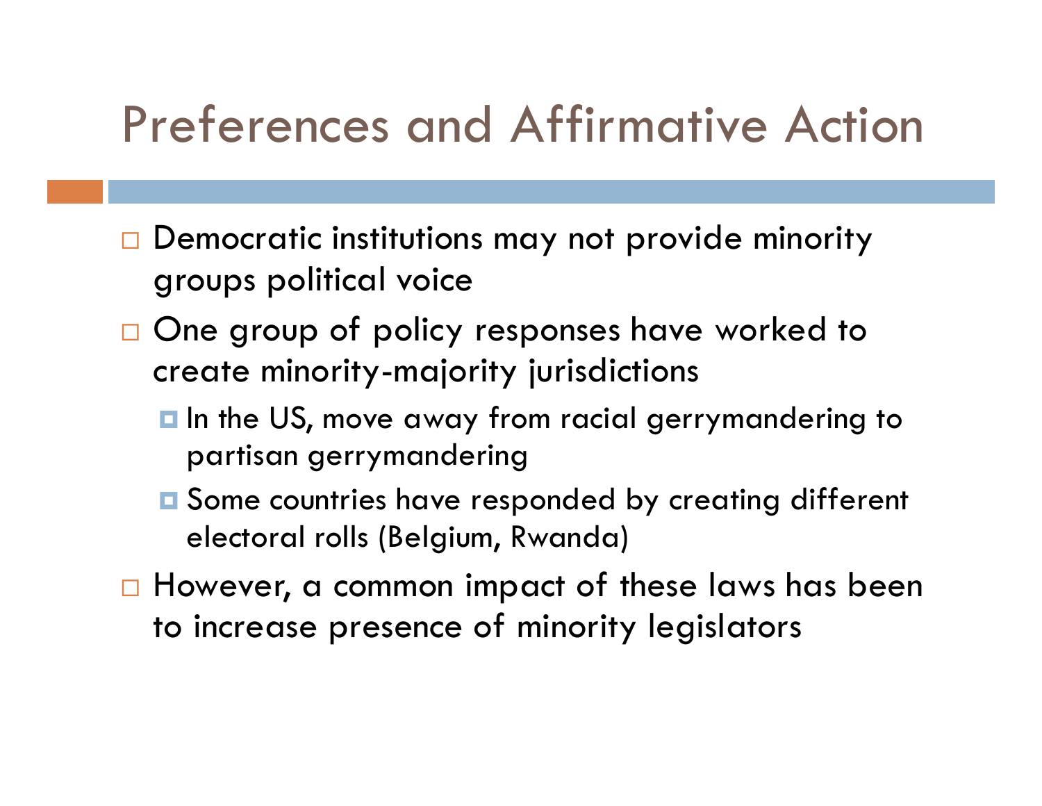# Preferences and Affirmative Action

- Democratic institutions may not provide minority groups political voice
- One group of policy responses have worked to create minority-majority jurisdictions
  - In the US, move away from racial gerrymandering to partisan gerrymandering
  - Some countries have responded by creating different electoral rolls (Belgium, Rwanda)
- However, a common impact of these laws has been to increase presence of minority legislators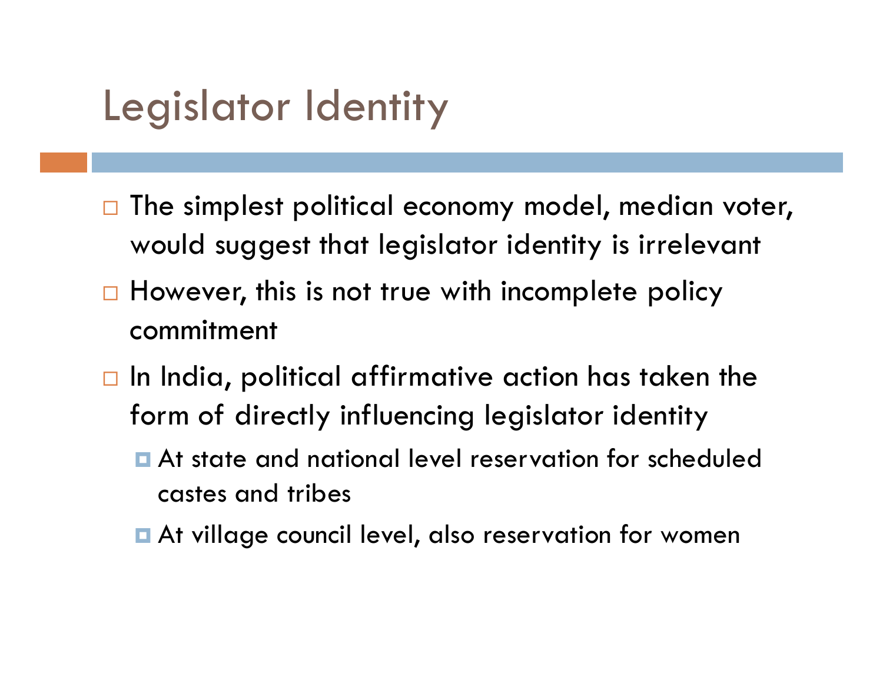# Legislator Identity

- The simplest political economy model, median voter, would suggest that legislator identity is irrelevant
- However, this is not true with incomplete policy commitment
- In India, political affirmative action has taken the form of directly influencing legislator identity
  - At state and national level reservation for scheduled castes and tribes
  - At village council level, also reservation for women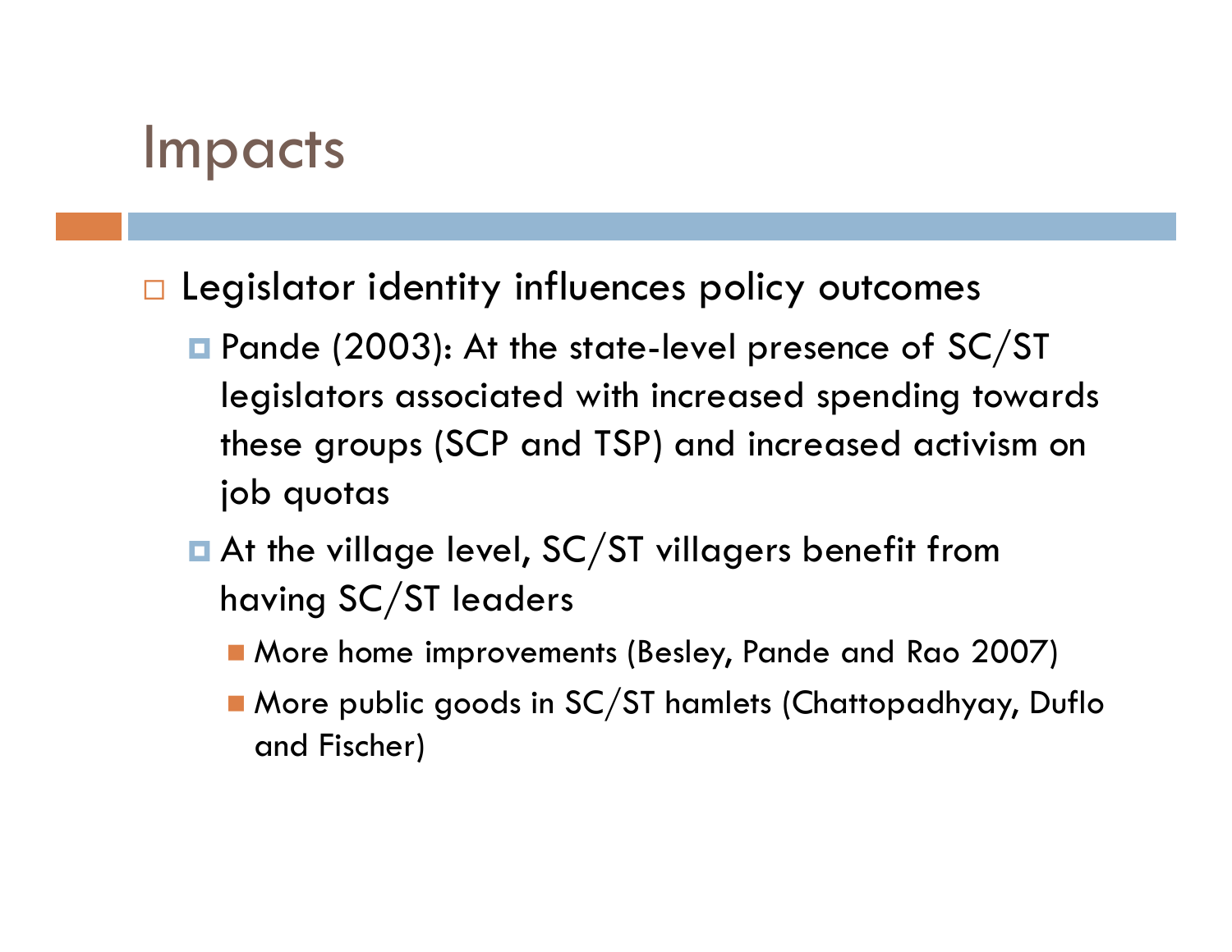# Impacts

- Legislator identity influences policy outcomes
  - Pande (2003): At the state-level presence of SC/ST legislators associated with increased spending towards these groups (SCP and TSP) and increased activism on job quotas
  - At the village level, SC/ST villagers benefit from having SC/ST leaders
    - More home improvements (Besley, Pande and Rao 2007)
    - More public goods in SC/ST hamlets (Chattopadhyay, Duflo and Fischer)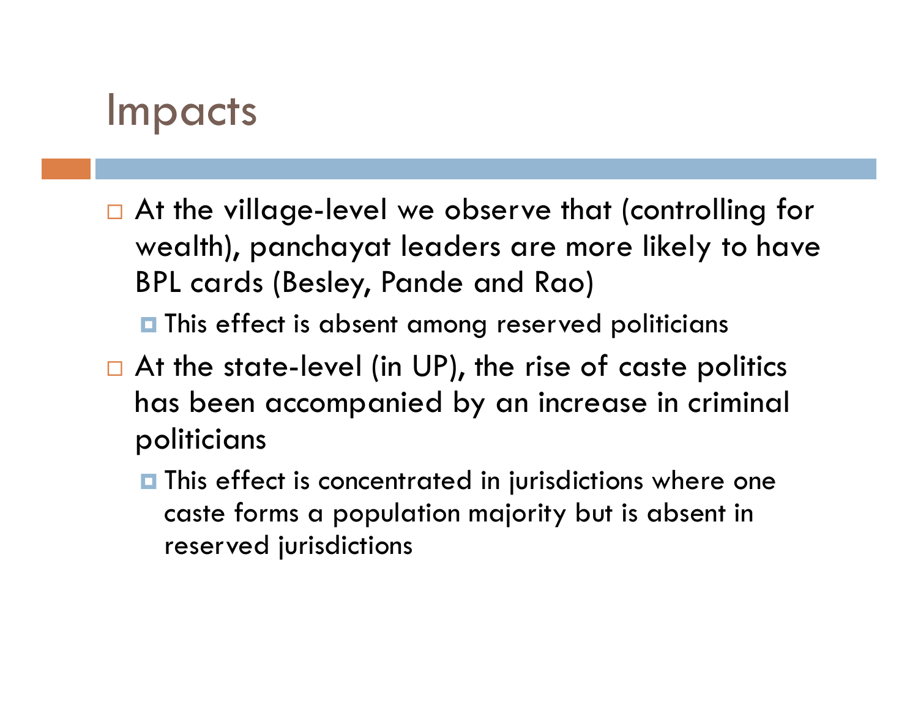# Impacts

- At the village-level we observe that (controlling for wealth), panchayat leaders are more likely to have BPL cards (Besley, Pande and Rao)
  - This effect is absent among reserved politicians
- At the state-level (in UP), the rise of caste politics has been accompanied by an increase in criminal politicians
  - This effect is concentrated in jurisdictions where one caste forms a population majority but is absent in reserved jurisdictions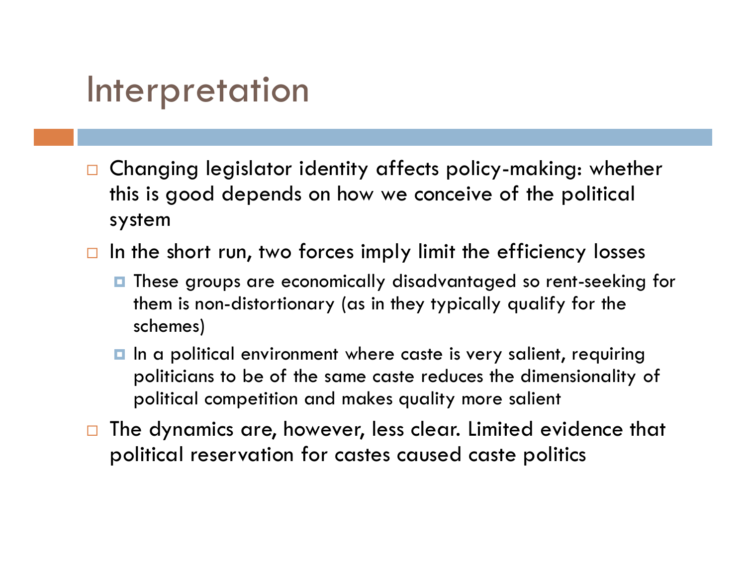# Interpretation

- Changing legislator identity affects policy-making: whether this is good depends on how we conceive of the political system
- In the short run, two forces imply limit the efficiency losses
  - These groups are economically disadvantaged so rent-seeking for them is non-distortionary (as in they typically qualify for the schemes)
  - In a political environment where caste is very salient, requiring politicians to be of the same caste reduces the dimensionality of political competition and makes quality more salient
- The dynamics are, however, less clear. Limited evidence that political reservation for castes caused caste politics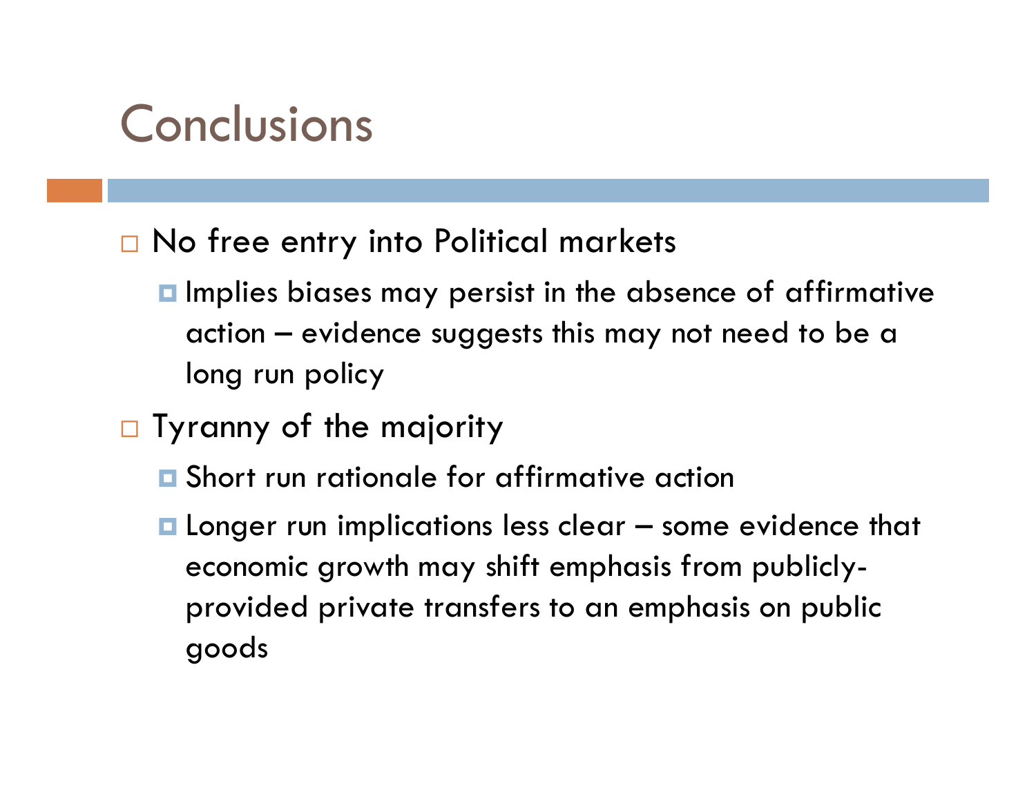# Conclusions

- No free entry into Political markets
  - Implies biases may persist in the absence of affirmative action – evidence suggests this may not need to be a long run policy
- Tyranny of the majority
  - Short run rationale for affirmative action
  - Longer run implications less clear – some evidence that economic growth may shift emphasis from publicly-provided private transfers to an emphasis on public goods